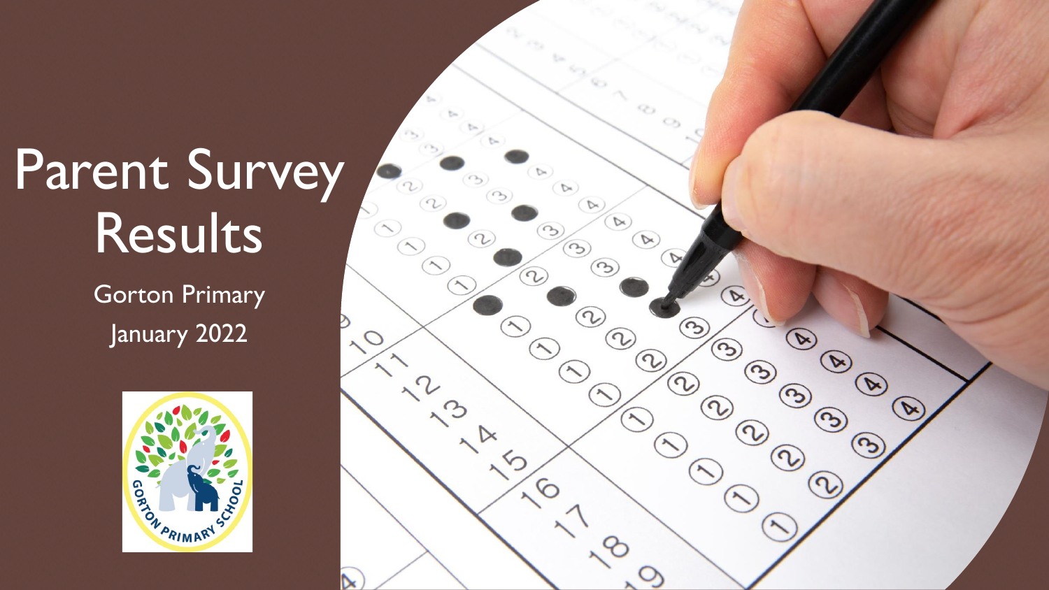# Parent Survey Results

Gorton Primary

January 2022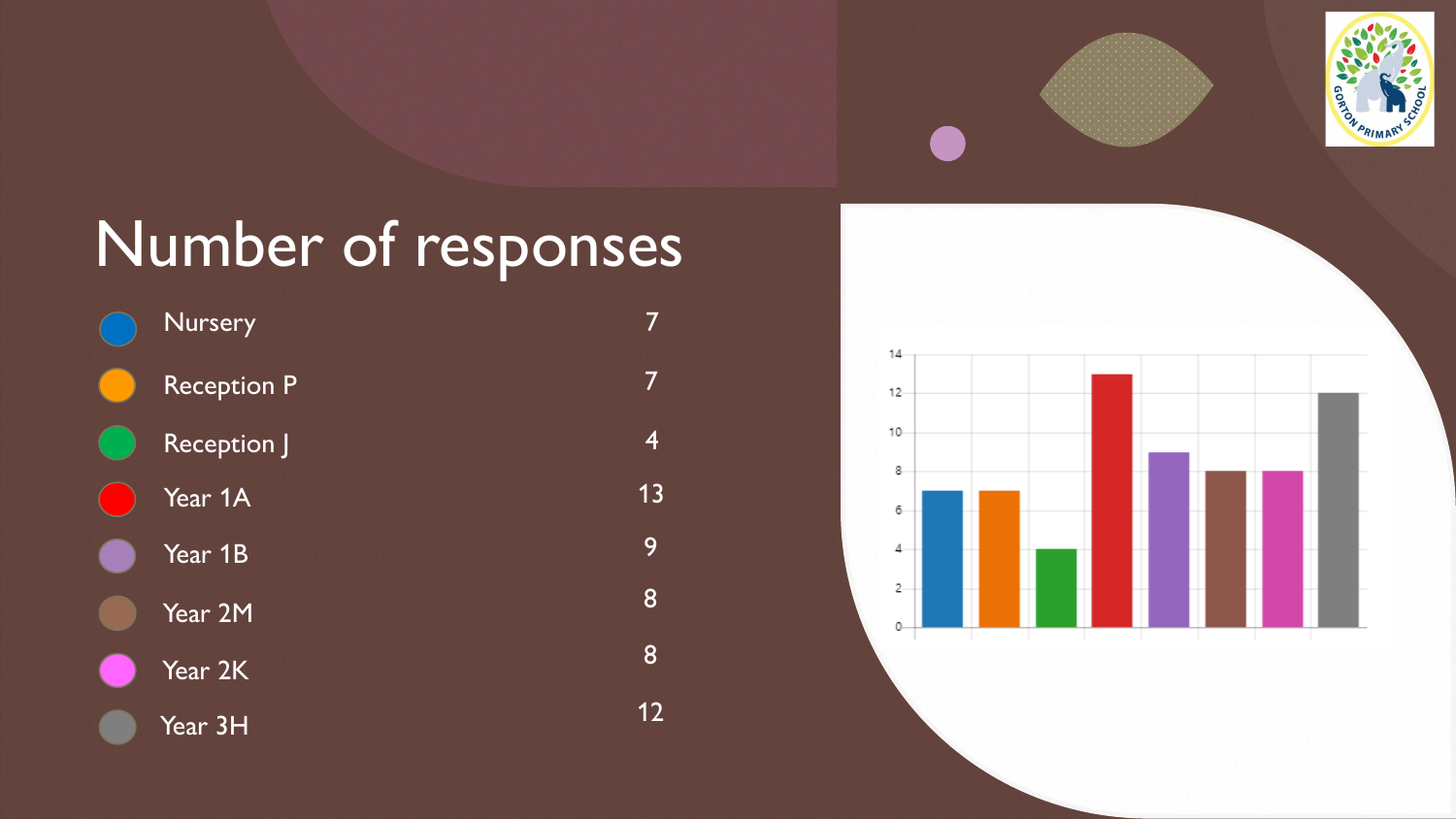# Number of responses

| Class | Responses |
|---|---|
| Nursery | 7 |
| Reception P | 7 |
| Reception J | 4 |
| Year 1A | 13 |
| Year 1B | 9 |
| Year 2M | 8 |
| Year 2K | 8 |
| Year 3H | 12 |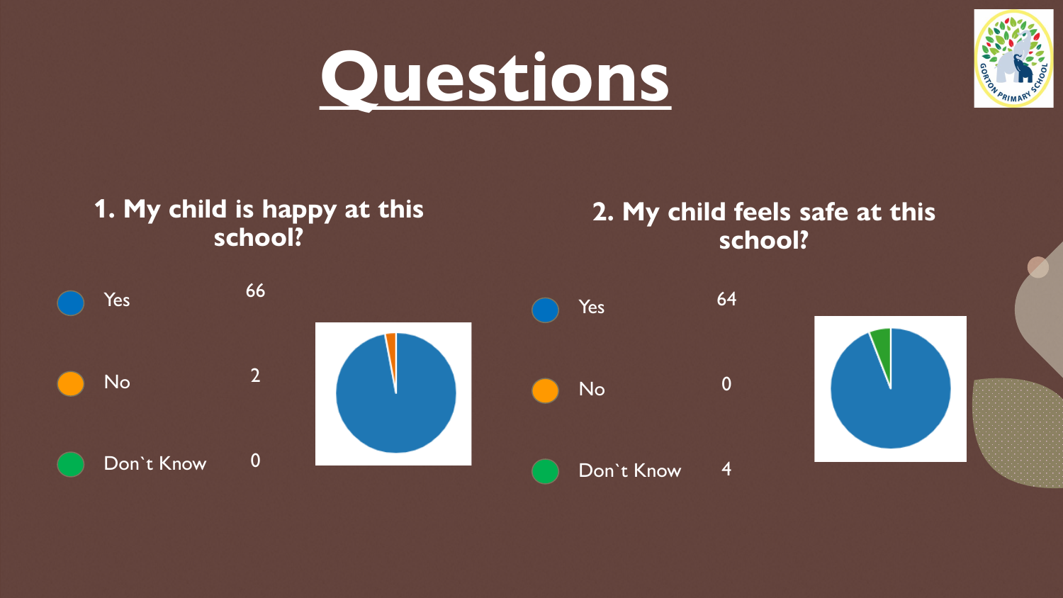# Questions

## 1. My child is happy at this school?

| | |
|---|---|
| Yes | 66 |
| No | 2 |
| Don`t Know | 0 |

## 2. My child feels safe at this school?

| | |
|---|---|
| Yes | 64 |
| No | 0 |
| Don`t Know | 4 |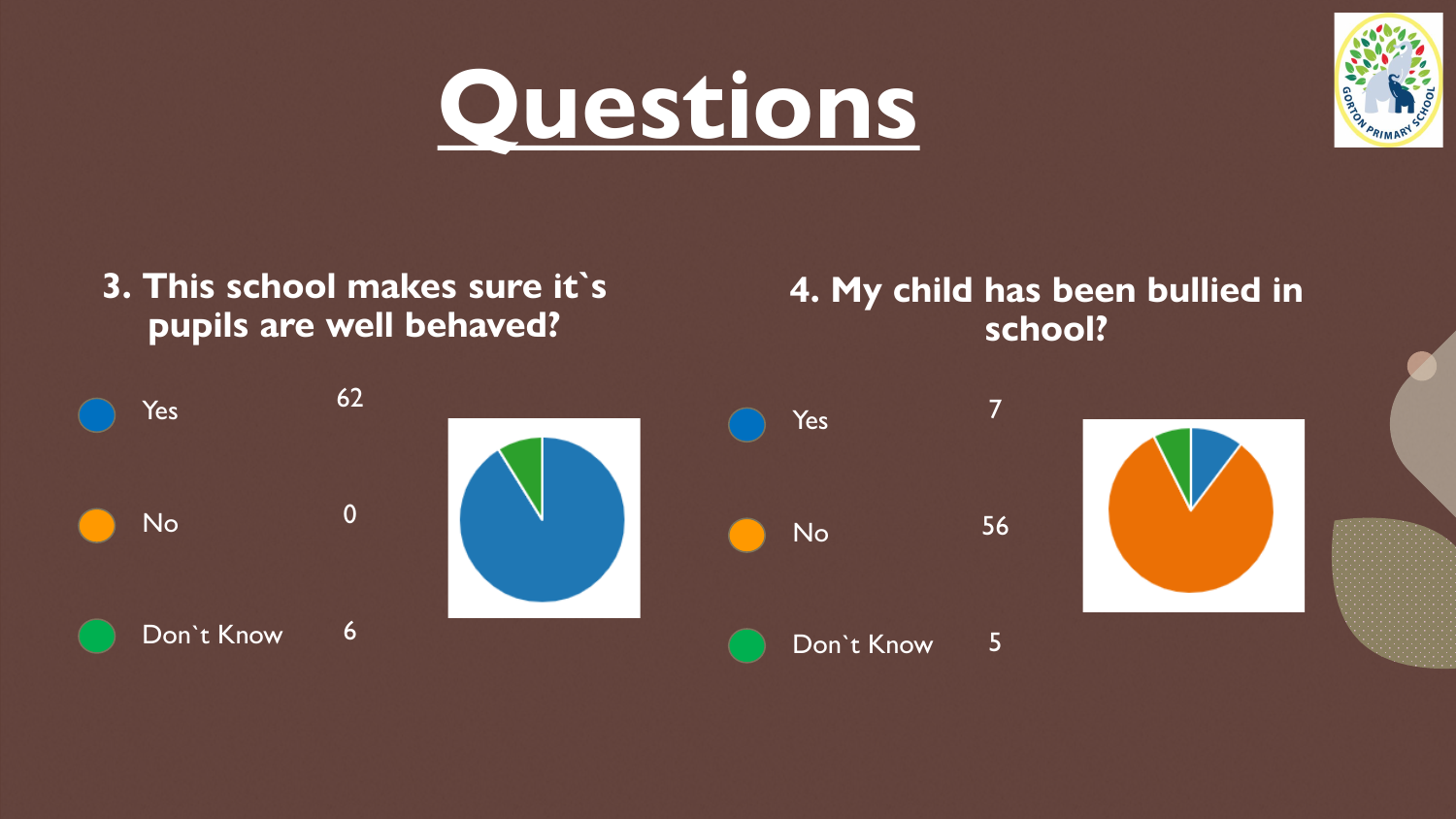# Questions

### 3. This school makes sure it`s pupils are well behaved?

| | |
|---|---|
| Yes | 62 |
| No | 0 |
| Don`t Know | 6 |

### 4. My child has been bullied in school?

| | |
|---|---|
| Yes | 7 |
| No | 56 |
| Don`t Know | 5 |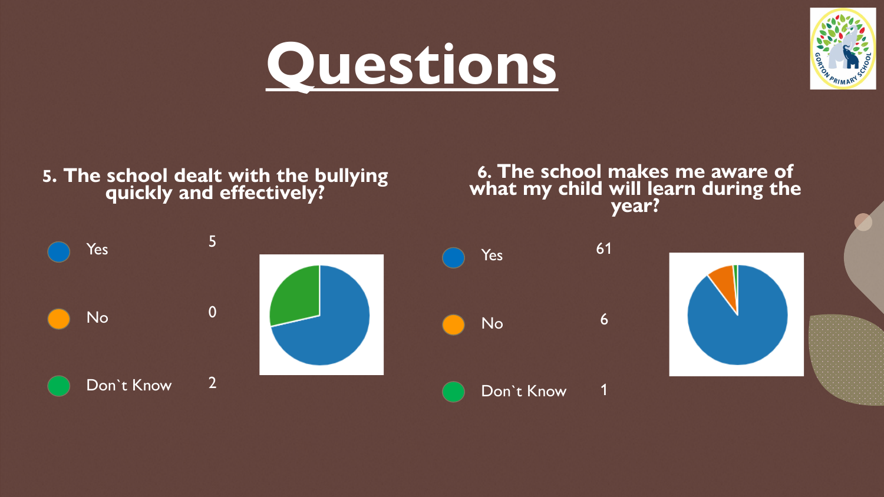# Questions

### 5. The school dealt with the bullying quickly and effectively?

| | |
|---|---|
| Yes | 5 |
| No | 0 |
| Don`t Know | 2 |

### 6. The school makes me aware of what my child will learn during the year?

| | |
|---|---|
| Yes | 61 |
| No | 6 |
| Don`t Know | 1 |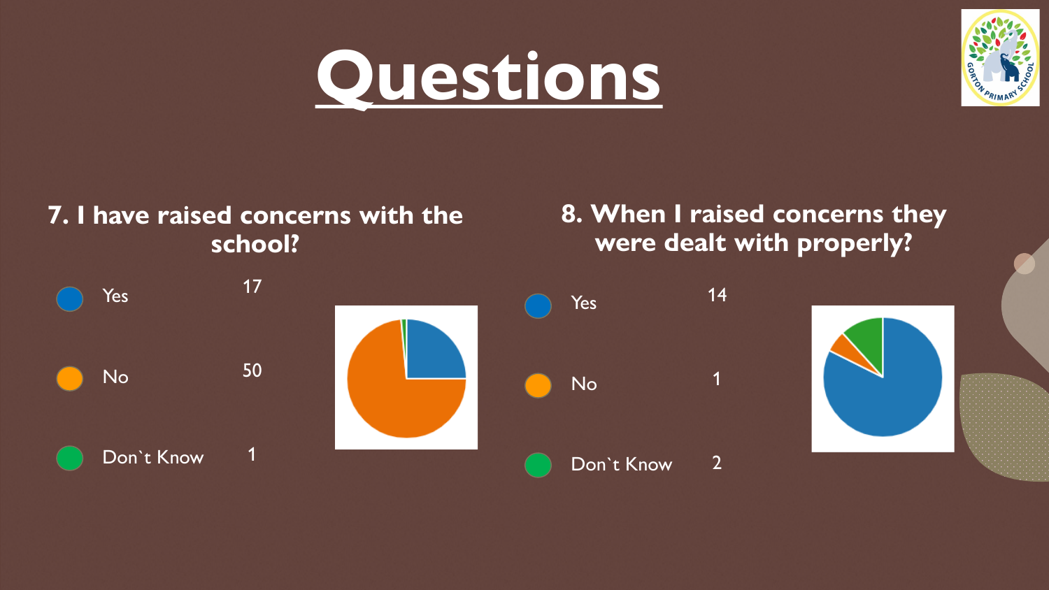# Questions

## 7. I have raised concerns with the school?

| | |
|---|---|
| Yes | 17 |
| No | 50 |
| Don`t Know | 1 |

## 8. When I raised concerns they were dealt with properly?

| | |
|---|---|
| Yes | 14 |
| No | 1 |
| Don`t Know | 2 |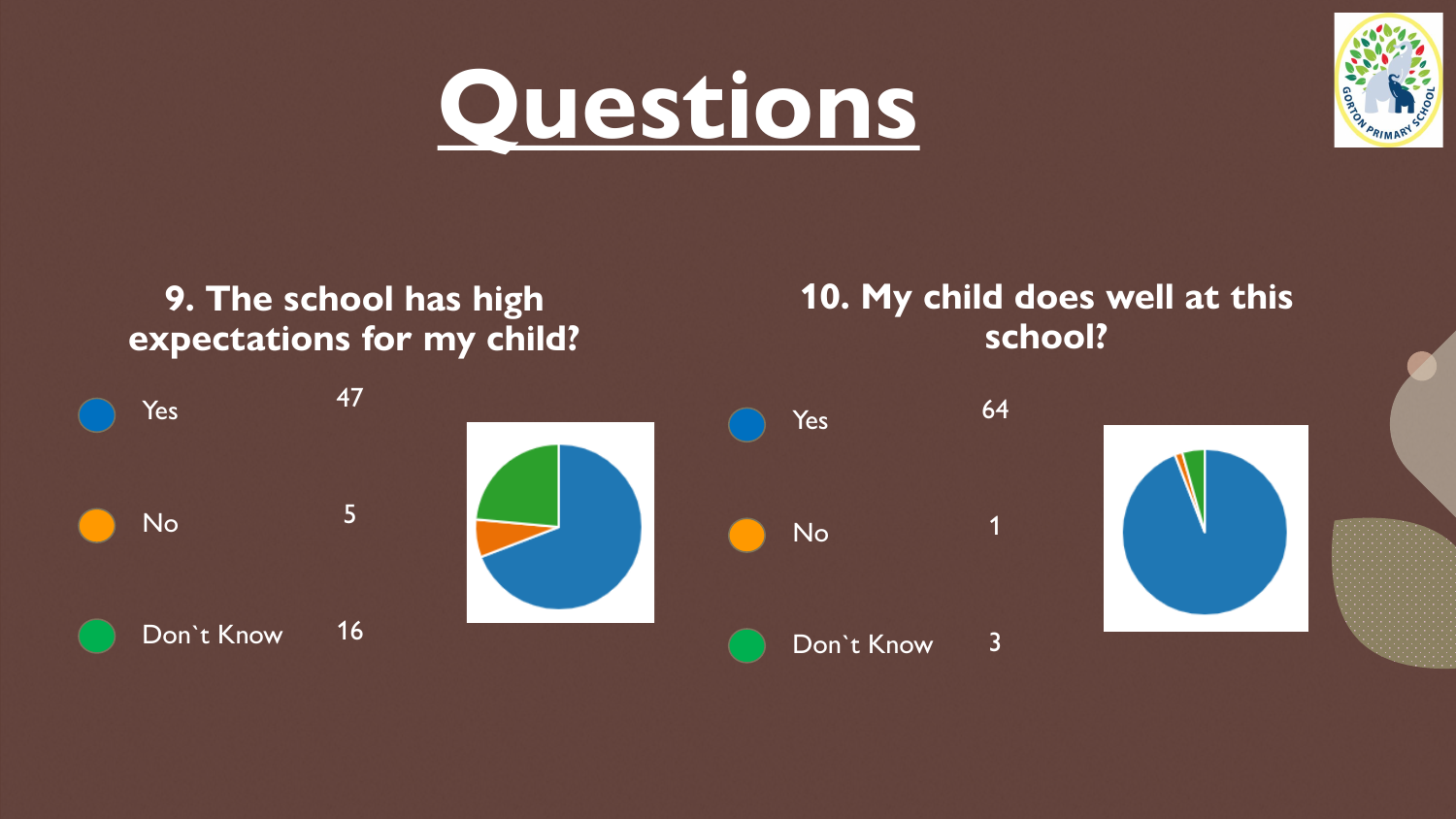# Questions

### 9. The school has high expectations for my child?

| Response | Count |
|---|---|
| Yes | 47 |
| No | 5 |
| Don`t Know | 16 |

### 10. My child does well at this school?

| Response | Count |
|---|---|
| Yes | 64 |
| No | 1 |
| Don`t Know | 3 |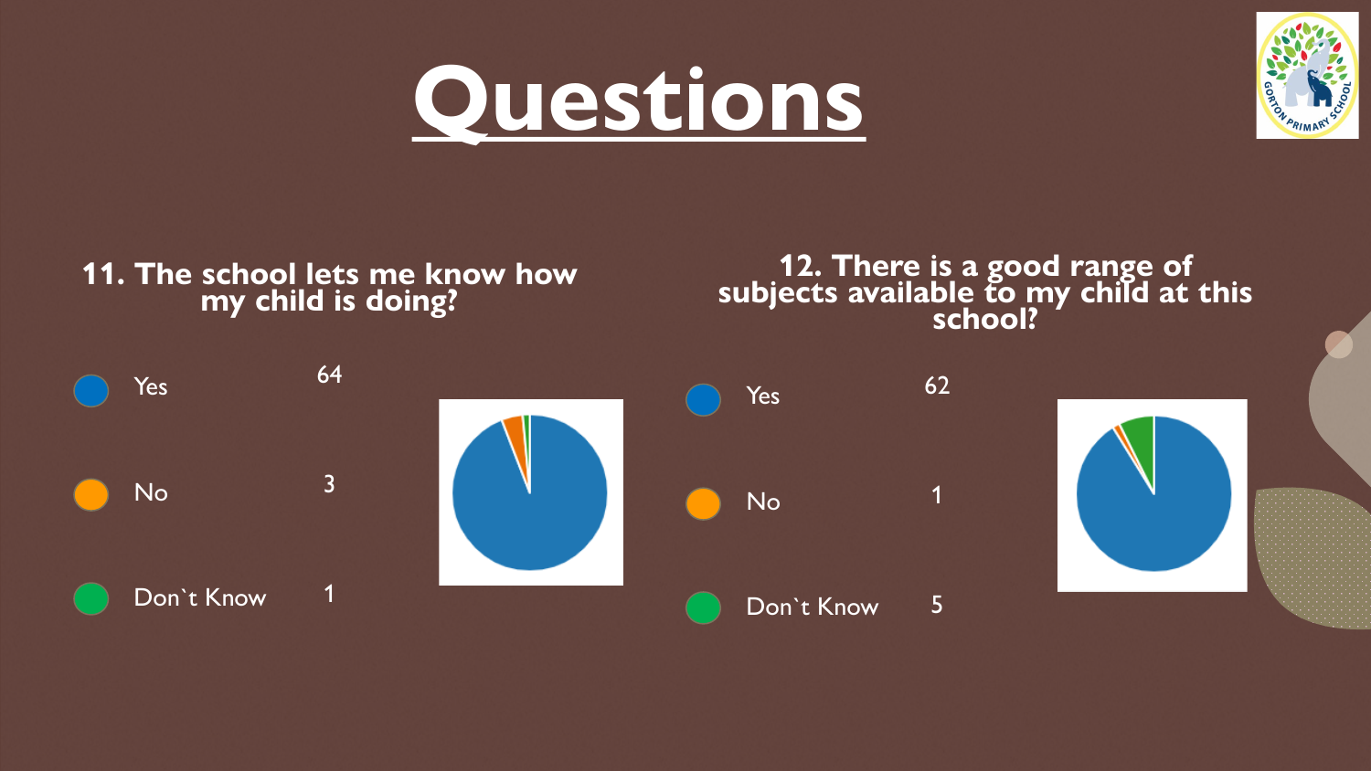# Questions

### 11. The school lets me know how my child is doing?

| Response | Count |
|---|---|
| Yes | 64 |
| No | 3 |
| Don`t Know | 1 |

### 12. There is a good range of subjects available to my child at this school?

| Response | Count |
|---|---|
| Yes | 62 |
| No | 1 |
| Don`t Know | 5 |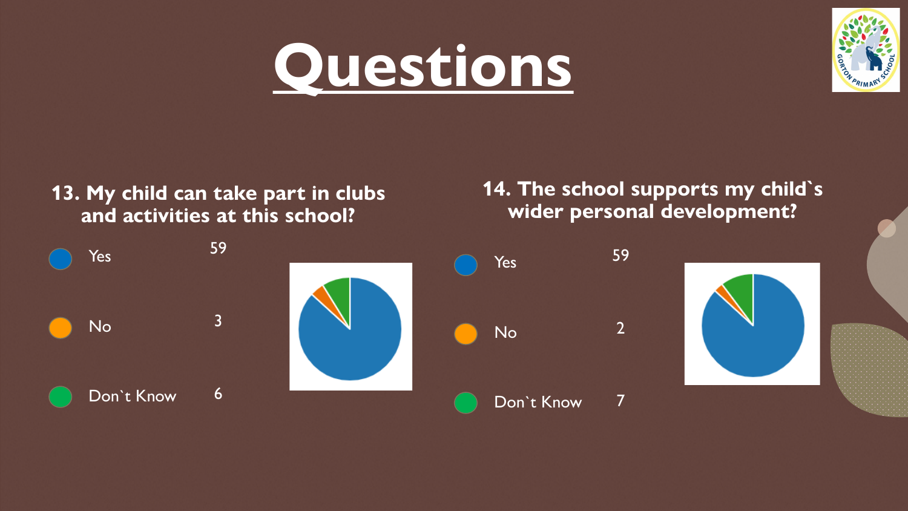# Questions

### 13. My child can take part in clubs and activities at this school?

| Response | Count |
| --- | --- |
| Yes | 59 |
| No | 3 |
| Don`t Know | 6 |

### 14. The school supports my child`s wider personal development?

| Response | Count |
| --- | --- |
| Yes | 59 |
| No | 2 |
| Don`t Know | 7 |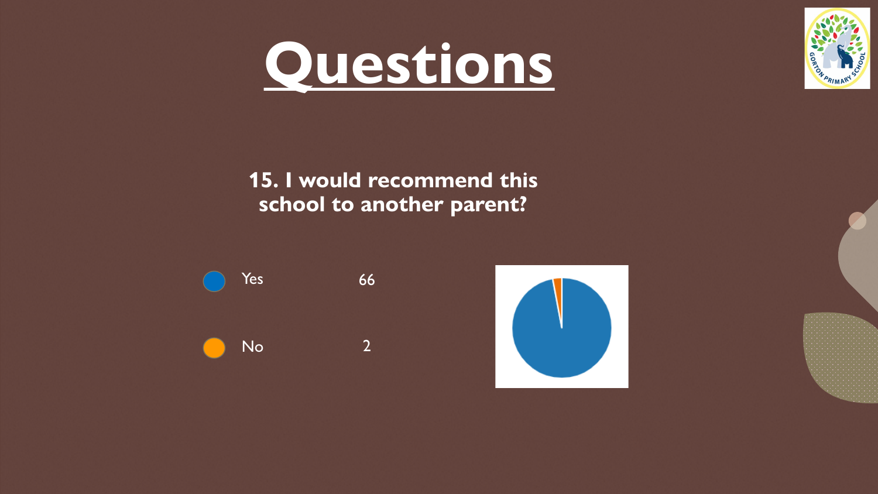# Questions

**15. I would recommend this school to another parent?**

| | |
|---|---|
| Yes | 66 |
| No | 2 |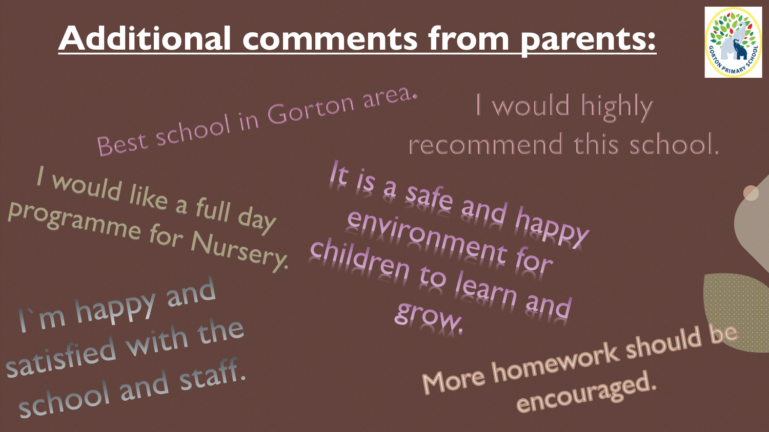# Additional comments from parents:

Best school in Gorton area.

I would highly recommend this school.

I would like a full day programme for Nursery.

It is a safe and happy environment for children to learn and grow.

I`m happy and satisfied with the school and staff.

More homework should be encouraged.